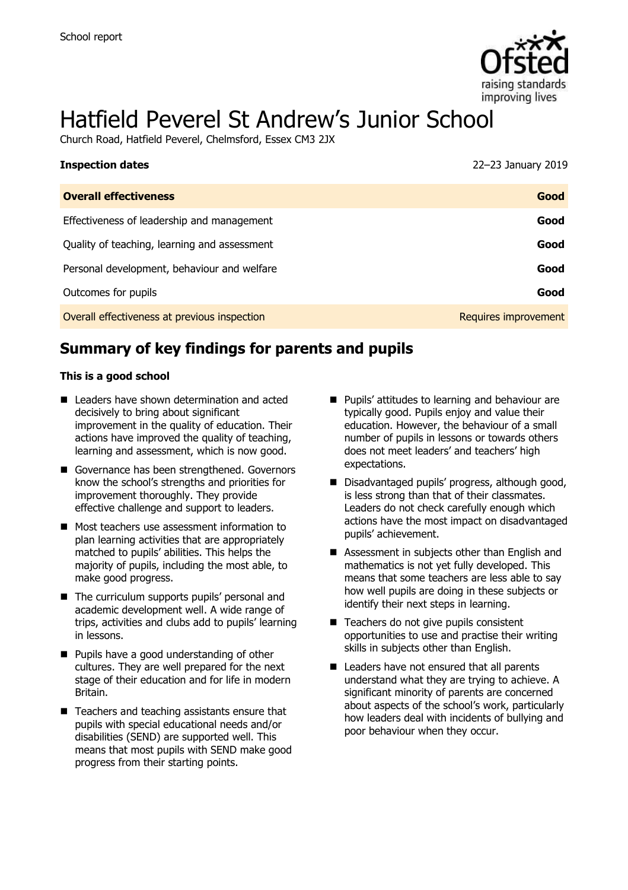School report

# Hatfield Peverel St Andrew's Junior School

Church Road, Hatfield Peverel, Chelmsford, Essex CM3 2JX

| **Inspection dates** | 22–23 January 2019 |
| --- | --- |
| **Overall effectiveness** | **Good** |
| Effectiveness of leadership and management | **Good** |
| Quality of teaching, learning and assessment | **Good** |
| Personal development, behaviour and welfare | **Good** |
| Outcomes for pupils | **Good** |
| Overall effectiveness at previous inspection | Requires improvement |

## Summary of key findings for parents and pupils

**This is a good school**

- Leaders have shown determination and acted decisively to bring about significant improvement in the quality of education. Their actions have improved the quality of teaching, learning and assessment, which is now good.
- Governance has been strengthened. Governors know the school's strengths and priorities for improvement thoroughly. They provide effective challenge and support to leaders.
- Most teachers use assessment information to plan learning activities that are appropriately matched to pupils' abilities. This helps the majority of pupils, including the most able, to make good progress.
- The curriculum supports pupils' personal and academic development well. A wide range of trips, activities and clubs add to pupils' learning in lessons.
- Pupils have a good understanding of other cultures. They are well prepared for the next stage of their education and for life in modern Britain.
- Teachers and teaching assistants ensure that pupils with special educational needs and/or disabilities (SEND) are supported well. This means that most pupils with SEND make good progress from their starting points.
- Pupils' attitudes to learning and behaviour are typically good. Pupils enjoy and value their education. However, the behaviour of a small number of pupils in lessons or towards others does not meet leaders' and teachers' high expectations.
- Disadvantaged pupils' progress, although good, is less strong than that of their classmates. Leaders do not check carefully enough which actions have the most impact on disadvantaged pupils' achievement.
- Assessment in subjects other than English and mathematics is not yet fully developed. This means that some teachers are less able to say how well pupils are doing in these subjects or identify their next steps in learning.
- Teachers do not give pupils consistent opportunities to use and practise their writing skills in subjects other than English.
- Leaders have not ensured that all parents understand what they are trying to achieve. A significant minority of parents are concerned about aspects of the school's work, particularly how leaders deal with incidents of bullying and poor behaviour when they occur.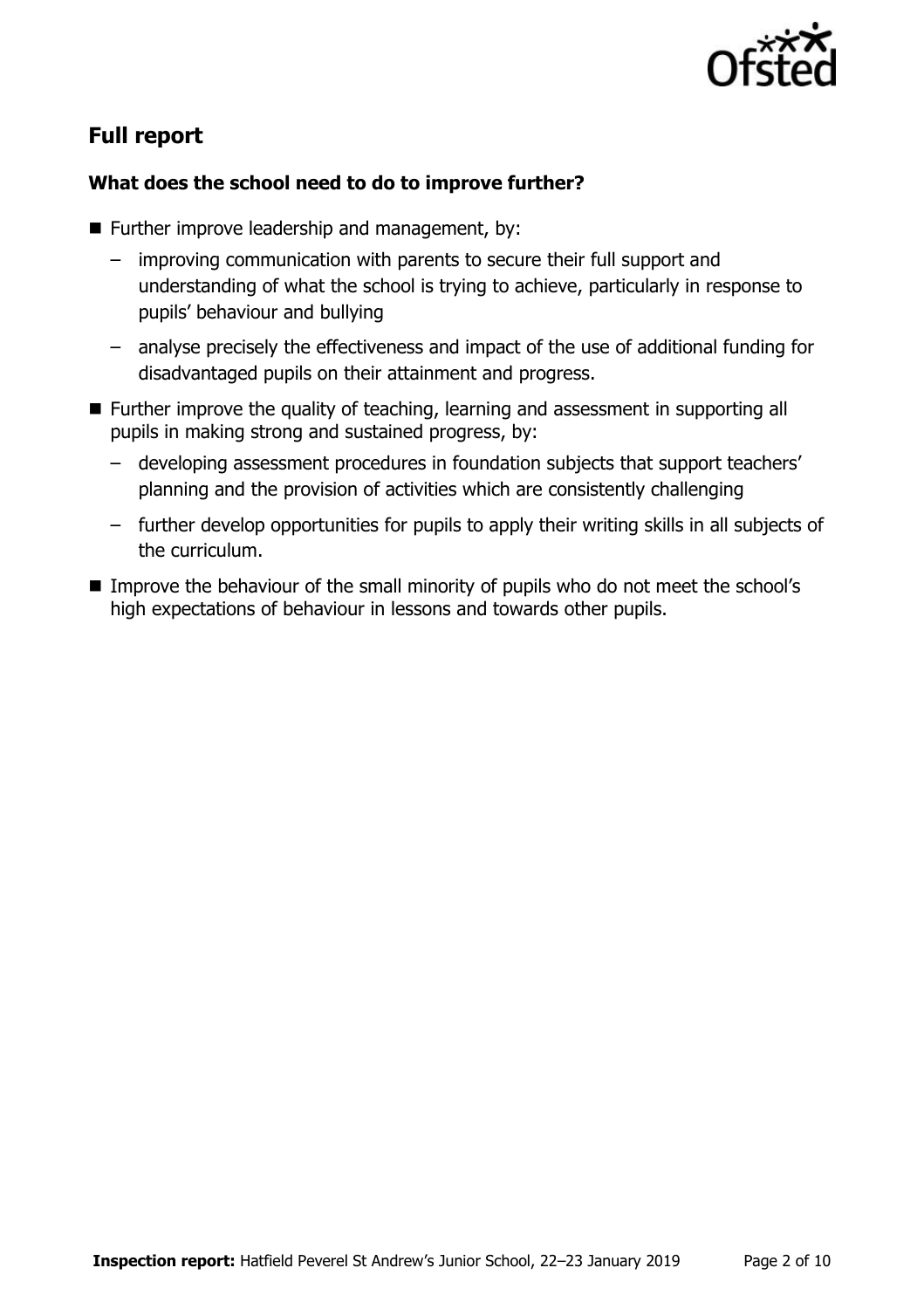## Full report

### What does the school need to do to improve further?

- Further improve leadership and management, by:
  - improving communication with parents to secure their full support and understanding of what the school is trying to achieve, particularly in response to pupils' behaviour and bullying
  - analyse precisely the effectiveness and impact of the use of additional funding for disadvantaged pupils on their attainment and progress.
- Further improve the quality of teaching, learning and assessment in supporting all pupils in making strong and sustained progress, by:
  - developing assessment procedures in foundation subjects that support teachers' planning and the provision of activities which are consistently challenging
  - further develop opportunities for pupils to apply their writing skills in all subjects of the curriculum.
- Improve the behaviour of the small minority of pupils who do not meet the school's high expectations of behaviour in lessons and towards other pupils.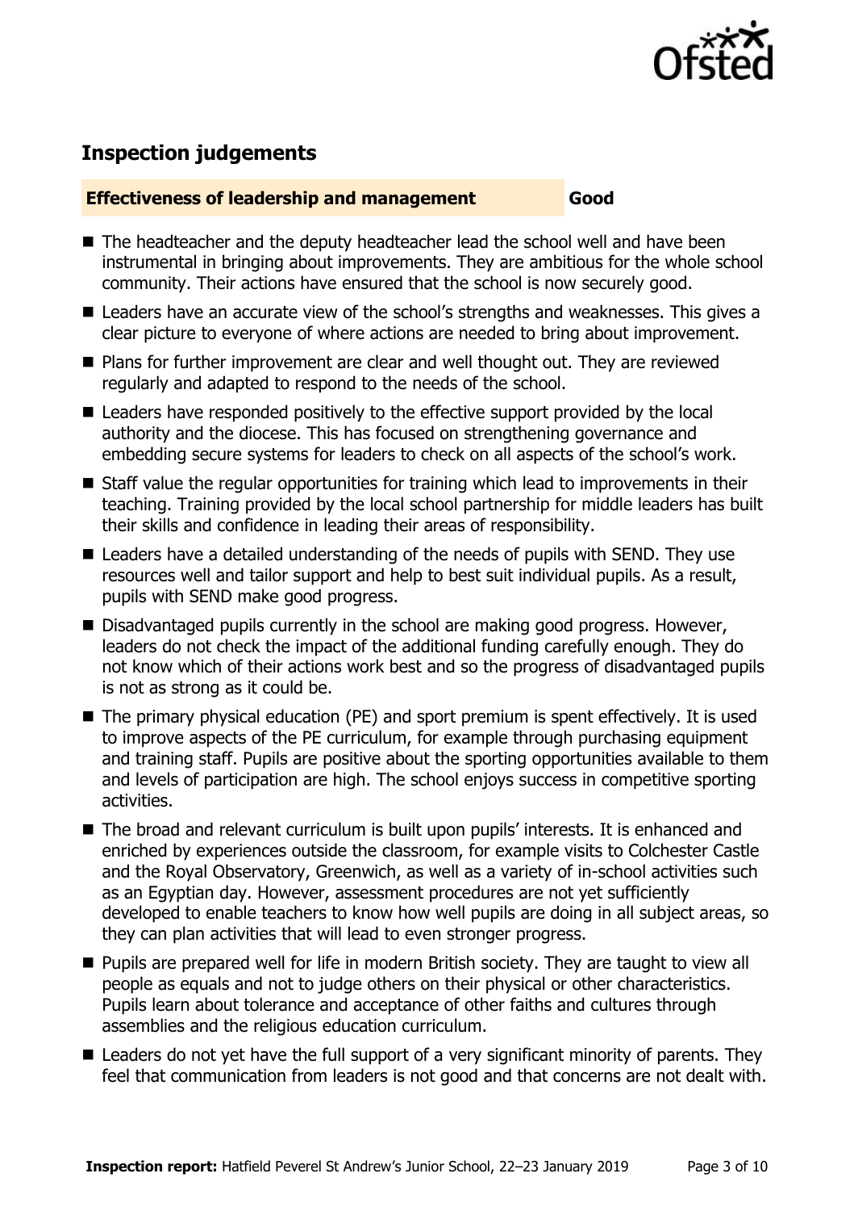## Inspection judgements

| Effectiveness of leadership and management | Good |
| --- | --- |

- The headteacher and the deputy headteacher lead the school well and have been instrumental in bringing about improvements. They are ambitious for the whole school community. Their actions have ensured that the school is now securely good.
- Leaders have an accurate view of the school's strengths and weaknesses. This gives a clear picture to everyone of where actions are needed to bring about improvement.
- Plans for further improvement are clear and well thought out. They are reviewed regularly and adapted to respond to the needs of the school.
- Leaders have responded positively to the effective support provided by the local authority and the diocese. This has focused on strengthening governance and embedding secure systems for leaders to check on all aspects of the school's work.
- Staff value the regular opportunities for training which lead to improvements in their teaching. Training provided by the local school partnership for middle leaders has built their skills and confidence in leading their areas of responsibility.
- Leaders have a detailed understanding of the needs of pupils with SEND. They use resources well and tailor support and help to best suit individual pupils. As a result, pupils with SEND make good progress.
- Disadvantaged pupils currently in the school are making good progress. However, leaders do not check the impact of the additional funding carefully enough. They do not know which of their actions work best and so the progress of disadvantaged pupils is not as strong as it could be.
- The primary physical education (PE) and sport premium is spent effectively. It is used to improve aspects of the PE curriculum, for example through purchasing equipment and training staff. Pupils are positive about the sporting opportunities available to them and levels of participation are high. The school enjoys success in competitive sporting activities.
- The broad and relevant curriculum is built upon pupils' interests. It is enhanced and enriched by experiences outside the classroom, for example visits to Colchester Castle and the Royal Observatory, Greenwich, as well as a variety of in-school activities such as an Egyptian day. However, assessment procedures are not yet sufficiently developed to enable teachers to know how well pupils are doing in all subject areas, so they can plan activities that will lead to even stronger progress.
- Pupils are prepared well for life in modern British society. They are taught to view all people as equals and not to judge others on their physical or other characteristics. Pupils learn about tolerance and acceptance of other faiths and cultures through assemblies and the religious education curriculum.
- Leaders do not yet have the full support of a very significant minority of parents. They feel that communication from leaders is not good and that concerns are not dealt with.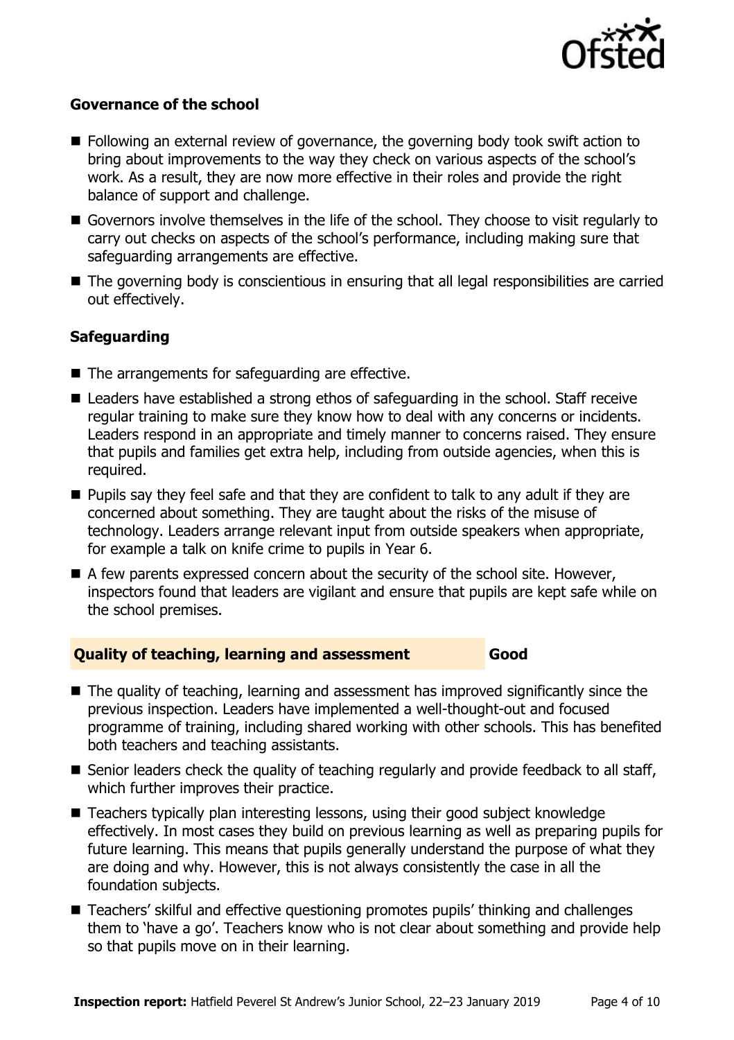### Governance of the school

- Following an external review of governance, the governing body took swift action to bring about improvements to the way they check on various aspects of the school's work. As a result, they are now more effective in their roles and provide the right balance of support and challenge.
- Governors involve themselves in the life of the school. They choose to visit regularly to carry out checks on aspects of the school's performance, including making sure that safeguarding arrangements are effective.
- The governing body is conscientious in ensuring that all legal responsibilities are carried out effectively.

### Safeguarding

- The arrangements for safeguarding are effective.
- Leaders have established a strong ethos of safeguarding in the school. Staff receive regular training to make sure they know how to deal with any concerns or incidents. Leaders respond in an appropriate and timely manner to concerns raised. They ensure that pupils and families get extra help, including from outside agencies, when this is required.
- Pupils say they feel safe and that they are confident to talk to any adult if they are concerned about something. They are taught about the risks of the misuse of technology. Leaders arrange relevant input from outside speakers when appropriate, for example a talk on knife crime to pupils in Year 6.
- A few parents expressed concern about the security of the school site. However, inspectors found that leaders are vigilant and ensure that pupils are kept safe while on the school premises.

## Quality of teaching, learning and assessment — Good

- The quality of teaching, learning and assessment has improved significantly since the previous inspection. Leaders have implemented a well-thought-out and focused programme of training, including shared working with other schools. This has benefited both teachers and teaching assistants.
- Senior leaders check the quality of teaching regularly and provide feedback to all staff, which further improves their practice.
- Teachers typically plan interesting lessons, using their good subject knowledge effectively. In most cases they build on previous learning as well as preparing pupils for future learning. This means that pupils generally understand the purpose of what they are doing and why. However, this is not always consistently the case in all the foundation subjects.
- Teachers' skilful and effective questioning promotes pupils' thinking and challenges them to 'have a go'. Teachers know who is not clear about something and provide help so that pupils move on in their learning.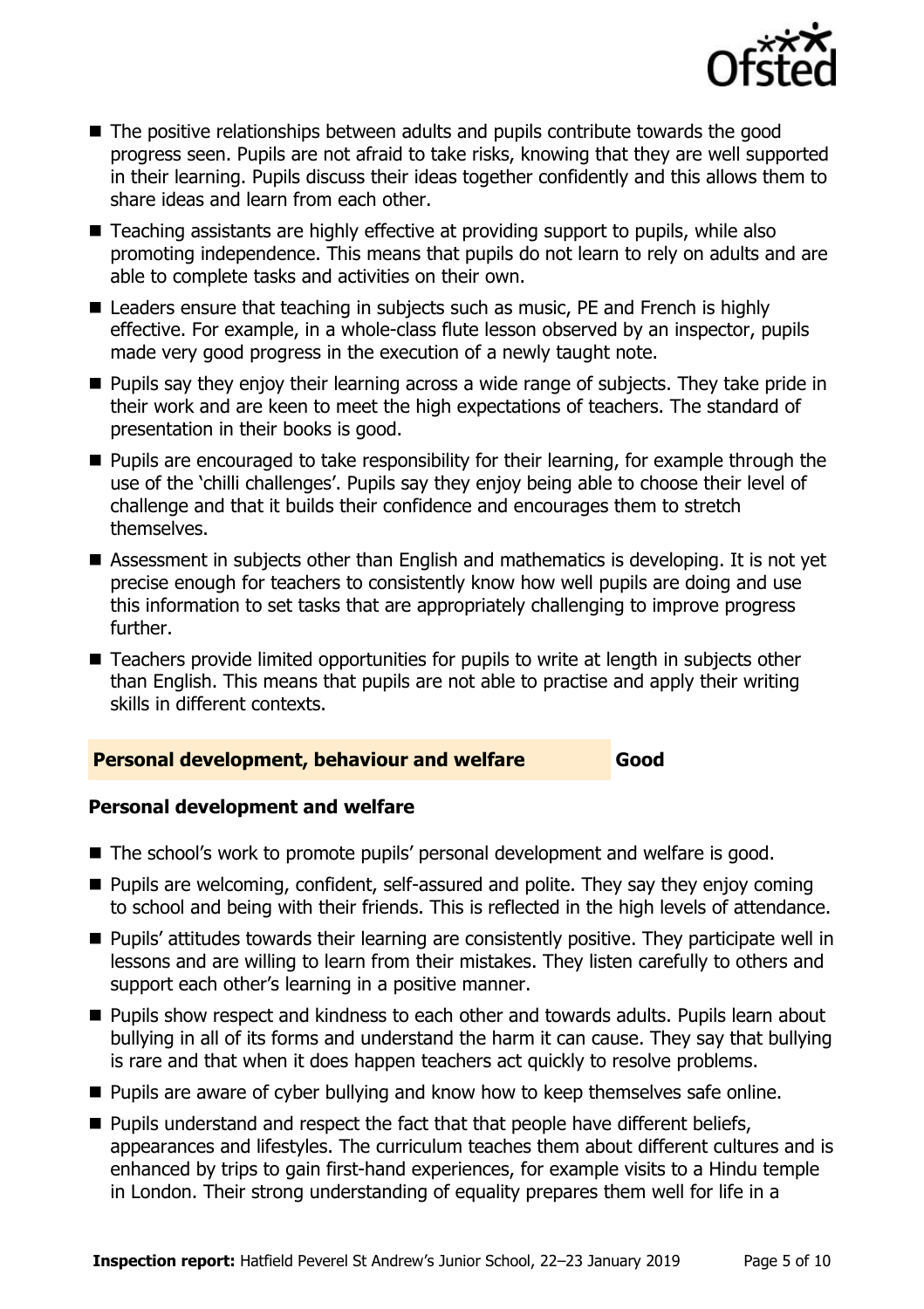- The positive relationships between adults and pupils contribute towards the good progress seen. Pupils are not afraid to take risks, knowing that they are well supported in their learning. Pupils discuss their ideas together confidently and this allows them to share ideas and learn from each other.
- Teaching assistants are highly effective at providing support to pupils, while also promoting independence. This means that pupils do not learn to rely on adults and are able to complete tasks and activities on their own.
- Leaders ensure that teaching in subjects such as music, PE and French is highly effective. For example, in a whole-class flute lesson observed by an inspector, pupils made very good progress in the execution of a newly taught note.
- Pupils say they enjoy their learning across a wide range of subjects. They take pride in their work and are keen to meet the high expectations of teachers. The standard of presentation in their books is good.
- Pupils are encouraged to take responsibility for their learning, for example through the use of the 'chilli challenges'. Pupils say they enjoy being able to choose their level of challenge and that it builds their confidence and encourages them to stretch themselves.
- Assessment in subjects other than English and mathematics is developing. It is not yet precise enough for teachers to consistently know how well pupils are doing and use this information to set tasks that are appropriately challenging to improve progress further.
- Teachers provide limited opportunities for pupils to write at length in subjects other than English. This means that pupils are not able to practise and apply their writing skills in different contexts.

## Personal development, behaviour and welfare — Good

### Personal development and welfare

- The school's work to promote pupils' personal development and welfare is good.
- Pupils are welcoming, confident, self-assured and polite. They say they enjoy coming to school and being with their friends. This is reflected in the high levels of attendance.
- Pupils' attitudes towards their learning are consistently positive. They participate well in lessons and are willing to learn from their mistakes. They listen carefully to others and support each other's learning in a positive manner.
- Pupils show respect and kindness to each other and towards adults. Pupils learn about bullying in all of its forms and understand the harm it can cause. They say that bullying is rare and that when it does happen teachers act quickly to resolve problems.
- Pupils are aware of cyber bullying and know how to keep themselves safe online.
- Pupils understand and respect the fact that that people have different beliefs, appearances and lifestyles. The curriculum teaches them about different cultures and is enhanced by trips to gain first-hand experiences, for example visits to a Hindu temple in London. Their strong understanding of equality prepares them well for life in a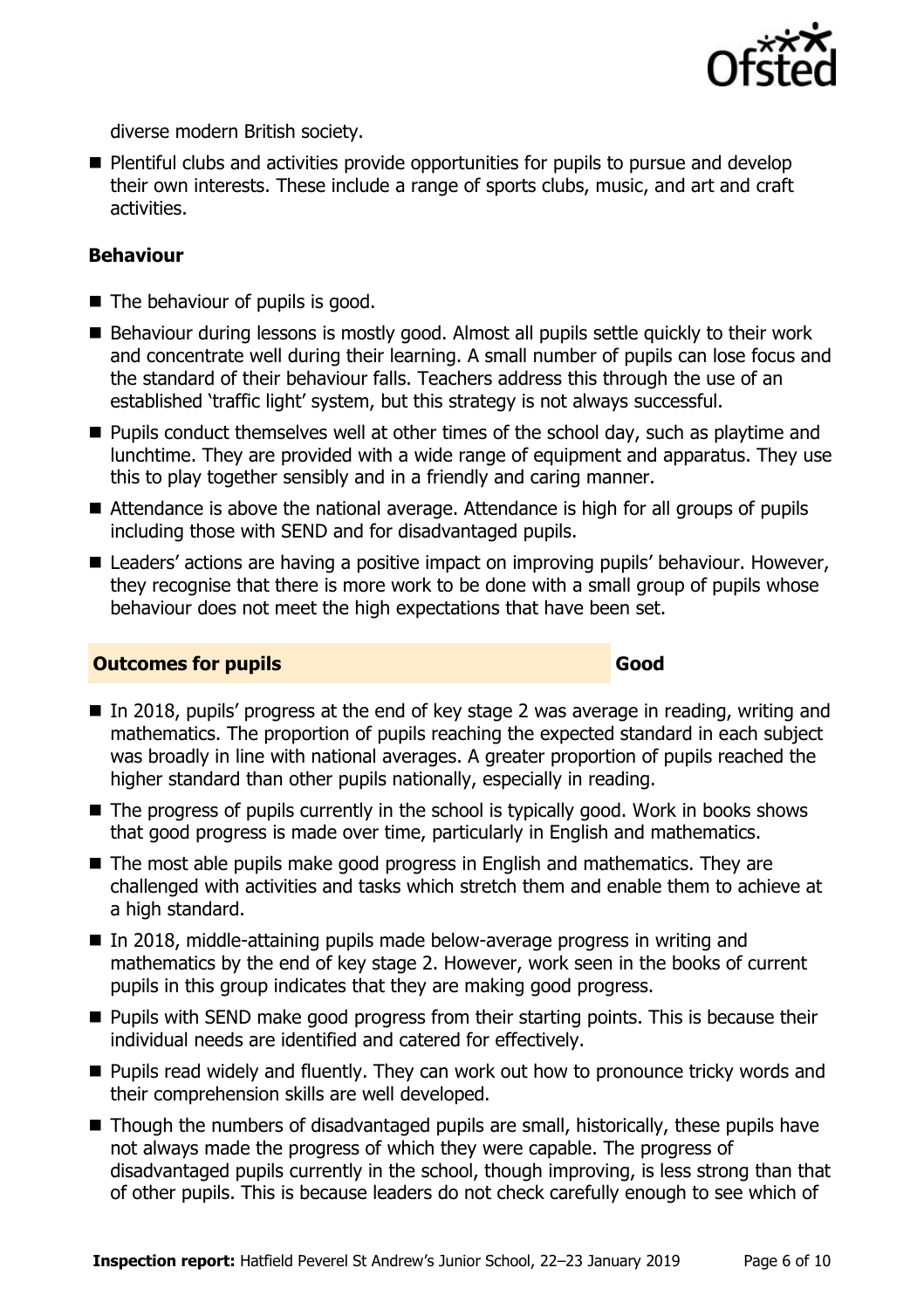diverse modern British society.

- Plentiful clubs and activities provide opportunities for pupils to pursue and develop their own interests. These include a range of sports clubs, music, and art and craft activities.

### Behaviour

- The behaviour of pupils is good.
- Behaviour during lessons is mostly good. Almost all pupils settle quickly to their work and concentrate well during their learning. A small number of pupils can lose focus and the standard of their behaviour falls. Teachers address this through the use of an established 'traffic light' system, but this strategy is not always successful.
- Pupils conduct themselves well at other times of the school day, such as playtime and lunchtime. They are provided with a wide range of equipment and apparatus. They use this to play together sensibly and in a friendly and caring manner.
- Attendance is above the national average. Attendance is high for all groups of pupils including those with SEND and for disadvantaged pupils.
- Leaders' actions are having a positive impact on improving pupils' behaviour. However, they recognise that there is more work to be done with a small group of pupils whose behaviour does not meet the high expectations that have been set.

## Outcomes for pupils — Good

- In 2018, pupils' progress at the end of key stage 2 was average in reading, writing and mathematics. The proportion of pupils reaching the expected standard in each subject was broadly in line with national averages. A greater proportion of pupils reached the higher standard than other pupils nationally, especially in reading.
- The progress of pupils currently in the school is typically good. Work in books shows that good progress is made over time, particularly in English and mathematics.
- The most able pupils make good progress in English and mathematics. They are challenged with activities and tasks which stretch them and enable them to achieve at a high standard.
- In 2018, middle-attaining pupils made below-average progress in writing and mathematics by the end of key stage 2. However, work seen in the books of current pupils in this group indicates that they are making good progress.
- Pupils with SEND make good progress from their starting points. This is because their individual needs are identified and catered for effectively.
- Pupils read widely and fluently. They can work out how to pronounce tricky words and their comprehension skills are well developed.
- Though the numbers of disadvantaged pupils are small, historically, these pupils have not always made the progress of which they were capable. The progress of disadvantaged pupils currently in the school, though improving, is less strong than that of other pupils. This is because leaders do not check carefully enough to see which of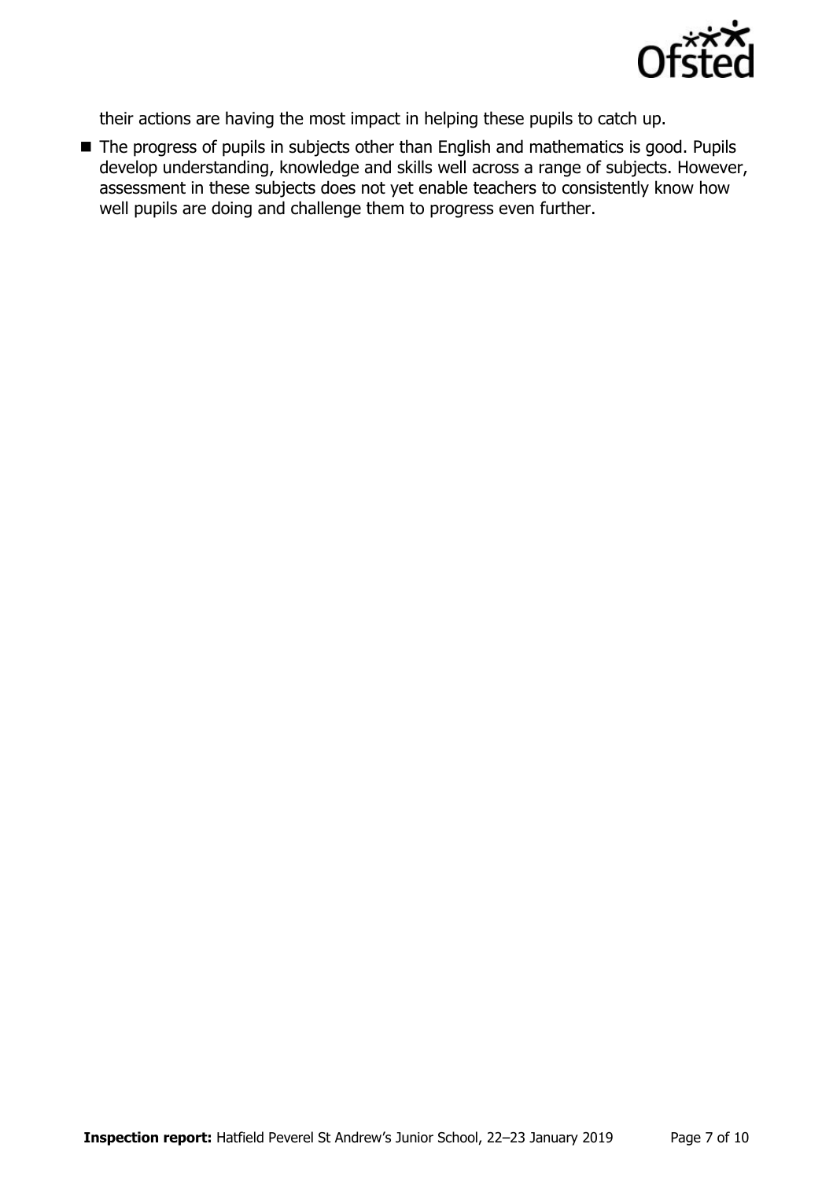their actions are having the most impact in helping these pupils to catch up.

- The progress of pupils in subjects other than English and mathematics is good. Pupils develop understanding, knowledge and skills well across a range of subjects. However, assessment in these subjects does not yet enable teachers to consistently know how well pupils are doing and challenge them to progress even further.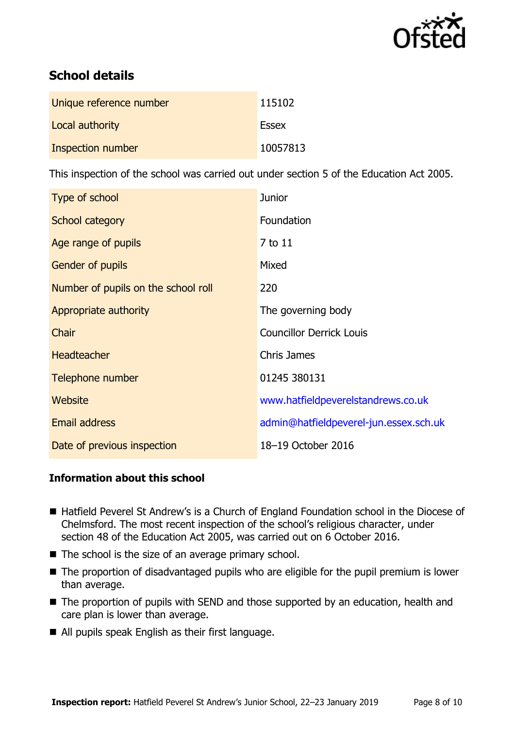## School details

| | |
|---|---|
| Unique reference number | 115102 |
| Local authority | Essex |
| Inspection number | 10057813 |

This inspection of the school was carried out under section 5 of the Education Act 2005.

| | |
|---|---|
| Type of school | Junior |
| School category | Foundation |
| Age range of pupils | 7 to 11 |
| Gender of pupils | Mixed |
| Number of pupils on the school roll | 220 |
| Appropriate authority | The governing body |
| Chair | Councillor Derrick Louis |
| Headteacher | Chris James |
| Telephone number | 01245 380131 |
| Website | www.hatfieldpeverelstandrews.co.uk |
| Email address | admin@hatfieldpeverel-jun.essex.sch.uk |
| Date of previous inspection | 18–19 October 2016 |

### Information about this school

- Hatfield Peverel St Andrew's is a Church of England Foundation school in the Diocese of Chelmsford. The most recent inspection of the school's religious character, under section 48 of the Education Act 2005, was carried out on 6 October 2016.
- The school is the size of an average primary school.
- The proportion of disadvantaged pupils who are eligible for the pupil premium is lower than average.
- The proportion of pupils with SEND and those supported by an education, health and care plan is lower than average.
- All pupils speak English as their first language.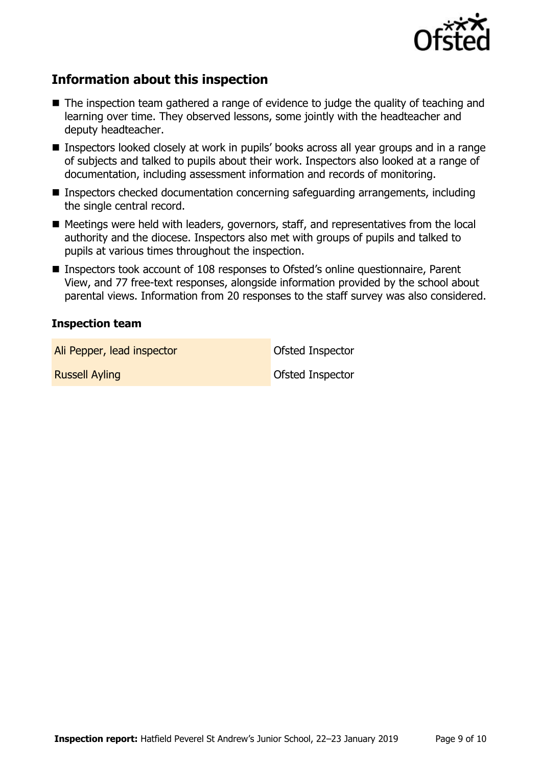## Information about this inspection

- The inspection team gathered a range of evidence to judge the quality of teaching and learning over time. They observed lessons, some jointly with the headteacher and deputy headteacher.
- Inspectors looked closely at work in pupils' books across all year groups and in a range of subjects and talked to pupils about their work. Inspectors also looked at a range of documentation, including assessment information and records of monitoring.
- Inspectors checked documentation concerning safeguarding arrangements, including the single central record.
- Meetings were held with leaders, governors, staff, and representatives from the local authority and the diocese. Inspectors also met with groups of pupils and talked to pupils at various times throughout the inspection.
- Inspectors took account of 108 responses to Ofsted's online questionnaire, Parent View, and 77 free-text responses, alongside information provided by the school about parental views. Information from 20 responses to the staff survey was also considered.

### Inspection team

| | |
|---|---|
| Ali Pepper, lead inspector | Ofsted Inspector |
| Russell Ayling | Ofsted Inspector |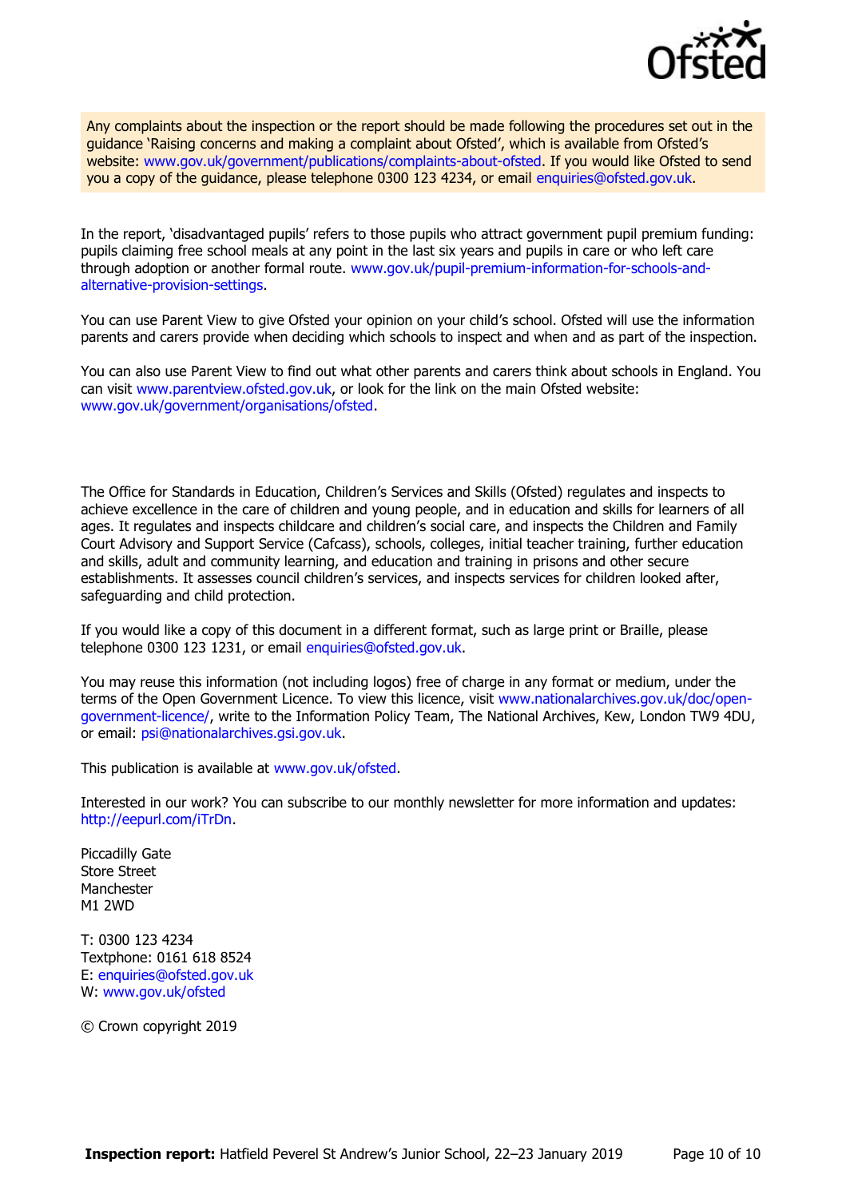Any complaints about the inspection or the report should be made following the procedures set out in the guidance 'Raising concerns and making a complaint about Ofsted', which is available from Ofsted's website: www.gov.uk/government/publications/complaints-about-ofsted. If you would like Ofsted to send you a copy of the guidance, please telephone 0300 123 4234, or email enquiries@ofsted.gov.uk.

In the report, 'disadvantaged pupils' refers to those pupils who attract government pupil premium funding: pupils claiming free school meals at any point in the last six years and pupils in care or who left care through adoption or another formal route. www.gov.uk/pupil-premium-information-for-schools-and-alternative-provision-settings.

You can use Parent View to give Ofsted your opinion on your child's school. Ofsted will use the information parents and carers provide when deciding which schools to inspect and when and as part of the inspection.

You can also use Parent View to find out what other parents and carers think about schools in England. You can visit www.parentview.ofsted.gov.uk, or look for the link on the main Ofsted website: www.gov.uk/government/organisations/ofsted.

The Office for Standards in Education, Children's Services and Skills (Ofsted) regulates and inspects to achieve excellence in the care of children and young people, and in education and skills for learners of all ages. It regulates and inspects childcare and children's social care, and inspects the Children and Family Court Advisory and Support Service (Cafcass), schools, colleges, initial teacher training, further education and skills, adult and community learning, and education and training in prisons and other secure establishments. It assesses council children's services, and inspects services for children looked after, safeguarding and child protection.

If you would like a copy of this document in a different format, such as large print or Braille, please telephone 0300 123 1231, or email enquiries@ofsted.gov.uk.

You may reuse this information (not including logos) free of charge in any format or medium, under the terms of the Open Government Licence. To view this licence, visit www.nationalarchives.gov.uk/doc/open-government-licence/, write to the Information Policy Team, The National Archives, Kew, London TW9 4DU, or email: psi@nationalarchives.gsi.gov.uk.

This publication is available at www.gov.uk/ofsted.

Interested in our work? You can subscribe to our monthly newsletter for more information and updates: http://eepurl.com/iTrDn.

Piccadilly Gate
Store Street
Manchester
M1 2WD

T: 0300 123 4234
Textphone: 0161 618 8524
E: enquiries@ofsted.gov.uk
W: www.gov.uk/ofsted

© Crown copyright 2019